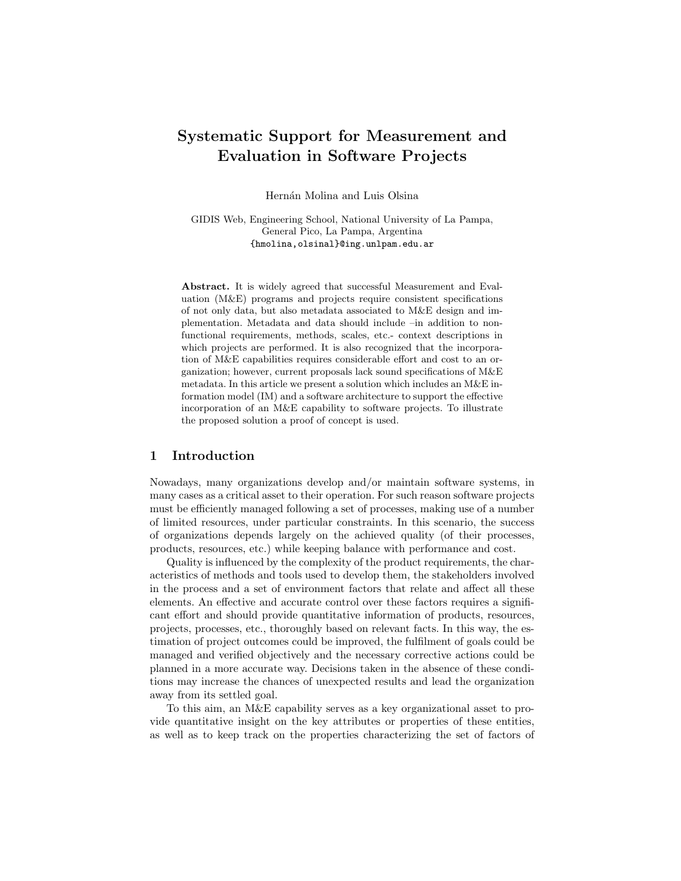# Systematic Support for Measurement and Evaluation in Software Projects

Hernán Molina and Luis Olsina

GIDIS Web, Engineering School, National University of La Pampa,
General Pico, La Pampa, Argentina
{hmolina,olsinal}@ing.unlpam.edu.ar

**Abstract.** It is widely agreed that successful Measurement and Evaluation (M&E) programs and projects require consistent specifications of not only data, but also metadata associated to M&E design and implementation. Metadata and data should include –in addition to nonfunctional requirements, methods, scales, etc.- context descriptions in which projects are performed. It is also recognized that the incorporation of M&E capabilities requires considerable effort and cost to an organization; however, current proposals lack sound specifications of M&E metadata. In this article we present a solution which includes an M&E information model (IM) and a software architecture to support the effective incorporation of an M&E capability to software projects. To illustrate the proposed solution a proof of concept is used.

## 1 Introduction

Nowadays, many organizations develop and/or maintain software systems, in many cases as a critical asset to their operation. For such reason software projects must be efficiently managed following a set of processes, making use of a number of limited resources, under particular constraints. In this scenario, the success of organizations depends largely on the achieved quality (of their processes, products, resources, etc.) while keeping balance with performance and cost.

Quality is influenced by the complexity of the product requirements, the characteristics of methods and tools used to develop them, the stakeholders involved in the process and a set of environment factors that relate and affect all these elements. An effective and accurate control over these factors requires a significant effort and should provide quantitative information of products, resources, projects, processes, etc., thoroughly based on relevant facts. In this way, the estimation of project outcomes could be improved, the fulfilment of goals could be managed and verified objectively and the necessary corrective actions could be planned in a more accurate way. Decisions taken in the absence of these conditions may increase the chances of unexpected results and lead the organization away from its settled goal.

To this aim, an M&E capability serves as a key organizational asset to provide quantitative insight on the key attributes or properties of these entities, as well as to keep track on the properties characterizing the set of factors of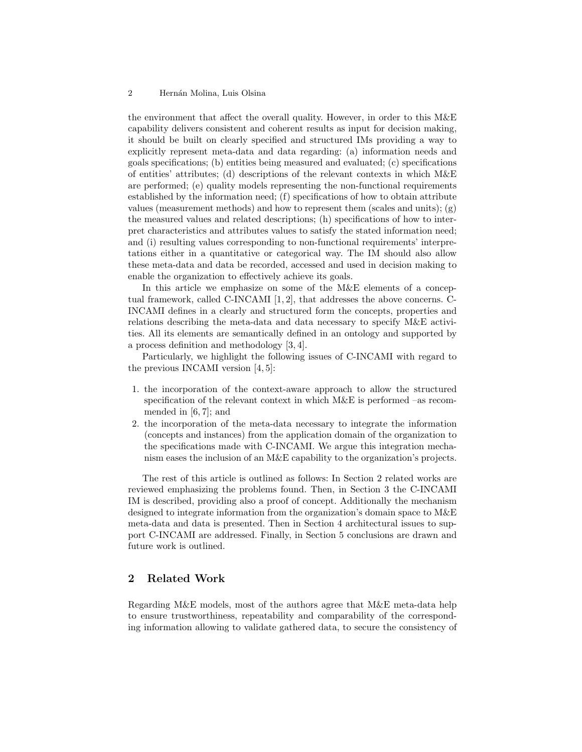the environment that affect the overall quality. However, in order to this M&E capability delivers consistent and coherent results as input for decision making, it should be built on clearly specified and structured IMs providing a way to explicitly represent meta-data and data regarding: (a) information needs and goals specifications; (b) entities being measured and evaluated; (c) specifications of entities' attributes; (d) descriptions of the relevant contexts in which M&E are performed; (e) quality models representing the non-functional requirements established by the information need; (f) specifications of how to obtain attribute values (measurement methods) and how to represent them (scales and units); (g) the measured values and related descriptions; (h) specifications of how to interpret characteristics and attributes values to satisfy the stated information need; and (i) resulting values corresponding to non-functional requirements' interpretations either in a quantitative or categorical way. The IM should also allow these meta-data and data be recorded, accessed and used in decision making to enable the organization to effectively achieve its goals.

In this article we emphasize on some of the M&E elements of a conceptual framework, called C-INCAMI [1, 2], that addresses the above concerns. C-INCAMI defines in a clearly and structured form the concepts, properties and relations describing the meta-data and data necessary to specify M&E activities. All its elements are semantically defined in an ontology and supported by a process definition and methodology [3, 4].

Particularly, we highlight the following issues of C-INCAMI with regard to the previous INCAMI version [4, 5]:

1. the incorporation of the context-aware approach to allow the structured specification of the relevant context in which M&E is performed –as recommended in [6, 7]; and
2. the incorporation of the meta-data necessary to integrate the information (concepts and instances) from the application domain of the organization to the specifications made with C-INCAMI. We argue this integration mechanism eases the inclusion of an M&E capability to the organization's projects.

The rest of this article is outlined as follows: In Section 2 related works are reviewed emphasizing the problems found. Then, in Section 3 the C-INCAMI IM is described, providing also a proof of concept. Additionally the mechanism designed to integrate information from the organization's domain space to M&E meta-data and data is presented. Then in Section 4 architectural issues to support C-INCAMI are addressed. Finally, in Section 5 conclusions are drawn and future work is outlined.

## 2 Related Work

Regarding M&E models, most of the authors agree that M&E meta-data help to ensure trustworthiness, repeatability and comparability of the corresponding information allowing to validate gathered data, to secure the consistency of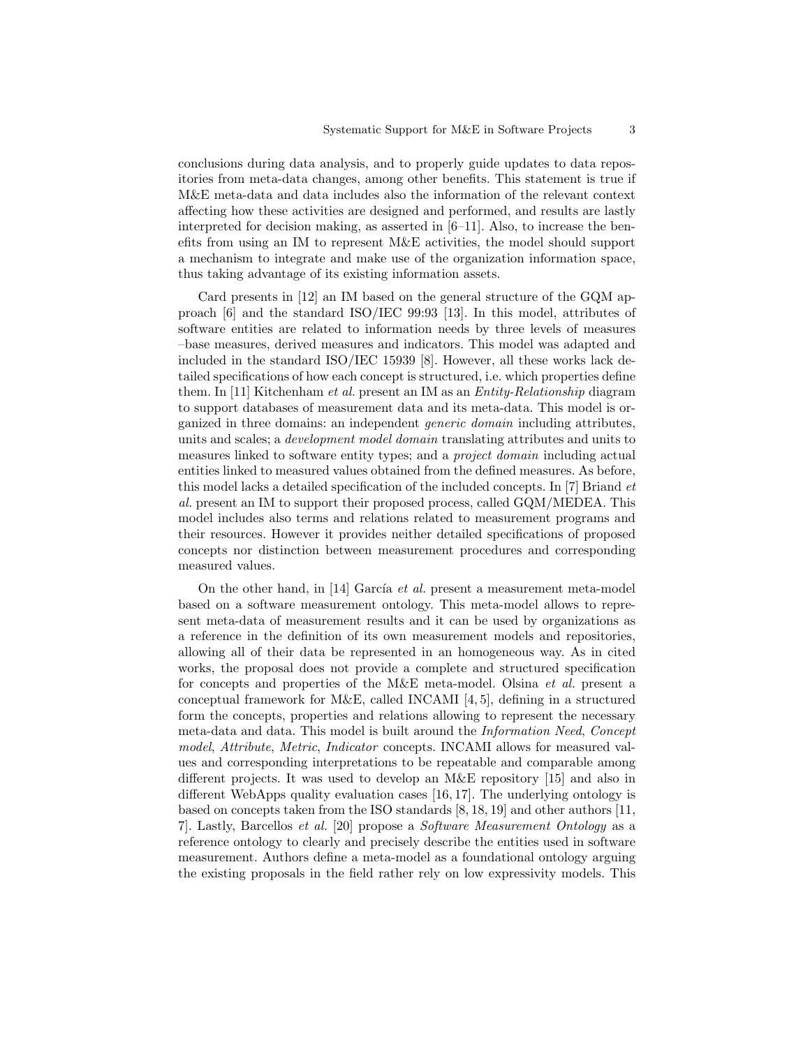conclusions during data analysis, and to properly guide updates to data repositories from meta-data changes, among other benefits. This statement is true if M&E meta-data and data includes also the information of the relevant context affecting how these activities are designed and performed, and results are lastly interpreted for decision making, as asserted in [6–11]. Also, to increase the benefits from using an IM to represent M&E activities, the model should support a mechanism to integrate and make use of the organization information space, thus taking advantage of its existing information assets.

Card presents in [12] an IM based on the general structure of the GQM approach [6] and the standard ISO/IEC 99:93 [13]. In this model, attributes of software entities are related to information needs by three levels of measures –base measures, derived measures and indicators. This model was adapted and included in the standard ISO/IEC 15939 [8]. However, all these works lack detailed specifications of how each concept is structured, i.e. which properties define them. In [11] Kitchenham *et al.* present an IM as an *Entity-Relationship* diagram to support databases of measurement data and its meta-data. This model is organized in three domains: an independent *generic domain* including attributes, units and scales; a *development model domain* translating attributes and units to measures linked to software entity types; and a *project domain* including actual entities linked to measured values obtained from the defined measures. As before, this model lacks a detailed specification of the included concepts. In [7] Briand *et al.* present an IM to support their proposed process, called GQM/MEDEA. This model includes also terms and relations related to measurement programs and their resources. However it provides neither detailed specifications of proposed concepts nor distinction between measurement procedures and corresponding measured values.

On the other hand, in [14] García *et al.* present a measurement meta-model based on a software measurement ontology. This meta-model allows to represent meta-data of measurement results and it can be used by organizations as a reference in the definition of its own measurement models and repositories, allowing all of their data be represented in an homogeneous way. As in cited works, the proposal does not provide a complete and structured specification for concepts and properties of the M&E meta-model. Olsina *et al.* present a conceptual framework for M&E, called INCAMI [4, 5], defining in a structured form the concepts, properties and relations allowing to represent the necessary meta-data and data. This model is built around the *Information Need*, *Concept model*, *Attribute*, *Metric*, *Indicator* concepts. INCAMI allows for measured values and corresponding interpretations to be repeatable and comparable among different projects. It was used to develop an M&E repository [15] and also in different WebApps quality evaluation cases [16, 17]. The underlying ontology is based on concepts taken from the ISO standards [8, 18, 19] and other authors [11, 7]. Lastly, Barcellos *et al.* [20] propose a *Software Measurement Ontology* as a reference ontology to clearly and precisely describe the entities used in software measurement. Authors define a meta-model as a foundational ontology arguing the existing proposals in the field rather rely on low expressivity models. This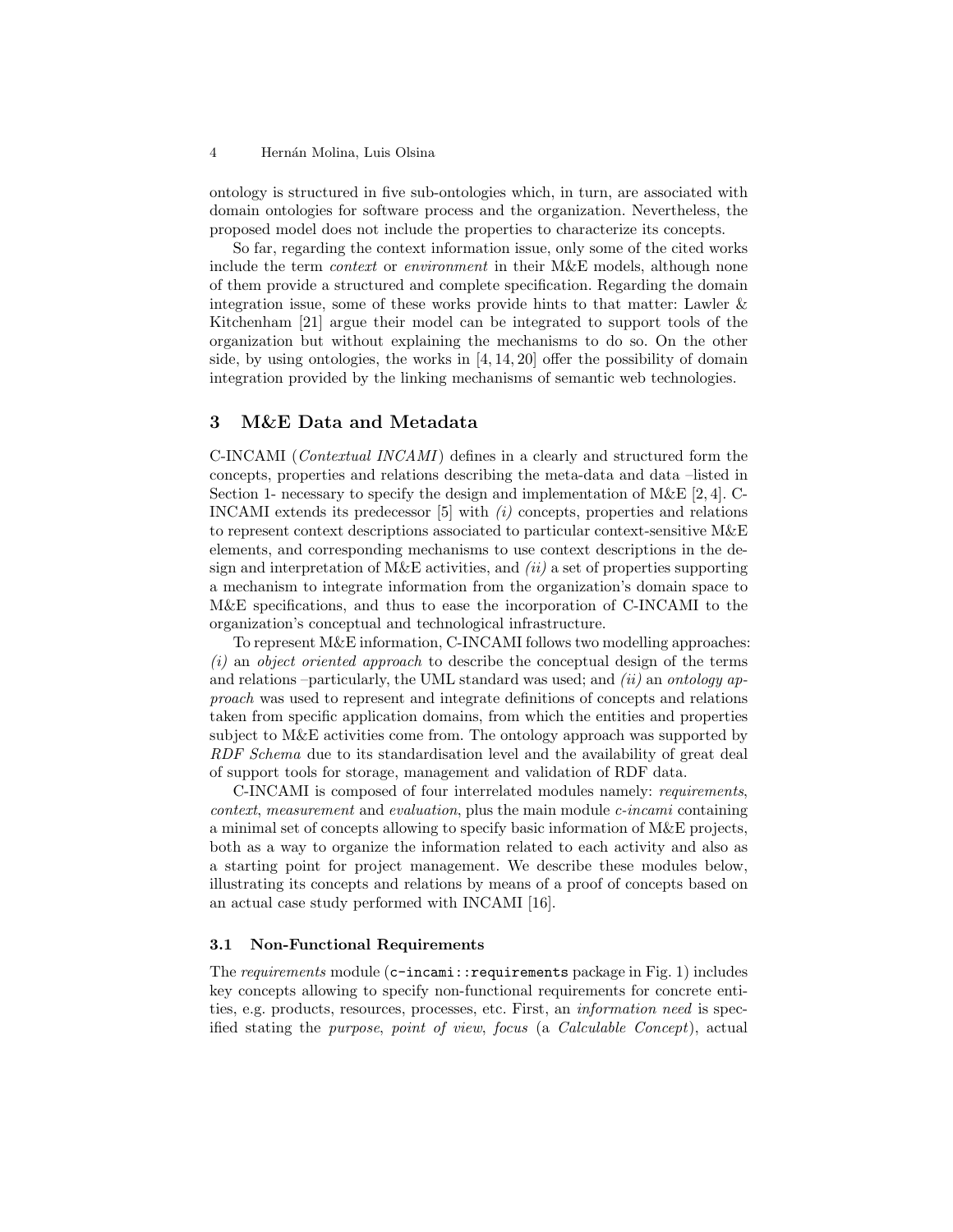ontology is structured in five sub-ontologies which, in turn, are associated with domain ontologies for software process and the organization. Nevertheless, the proposed model does not include the properties to characterize its concepts.

So far, regarding the context information issue, only some of the cited works include the term *context* or *environment* in their M&E models, although none of them provide a structured and complete specification. Regarding the domain integration issue, some of these works provide hints to that matter: Lawler & Kitchenham [21] argue their model can be integrated to support tools of the organization but without explaining the mechanisms to do so. On the other side, by using ontologies, the works in [4, 14, 20] offer the possibility of domain integration provided by the linking mechanisms of semantic web technologies.

## 3 M&E Data and Metadata

C-INCAMI (*Contextual INCAMI*) defines in a clearly and structured form the concepts, properties and relations describing the meta-data and data –listed in Section 1- necessary to specify the design and implementation of M&E [2, 4]. C-INCAMI extends its predecessor [5] with *(i)* concepts, properties and relations to represent context descriptions associated to particular context-sensitive M&E elements, and corresponding mechanisms to use context descriptions in the design and interpretation of M&E activities, and *(ii)* a set of properties supporting a mechanism to integrate information from the organization's domain space to M&E specifications, and thus to ease the incorporation of C-INCAMI to the organization's conceptual and technological infrastructure.

To represent M&E information, C-INCAMI follows two modelling approaches: *(i)* an *object oriented approach* to describe the conceptual design of the terms and relations –particularly, the UML standard was used; and *(ii)* an *ontology approach* was used to represent and integrate definitions of concepts and relations taken from specific application domains, from which the entities and properties subject to M&E activities come from. The ontology approach was supported by *RDF Schema* due to its standardisation level and the availability of great deal of support tools for storage, management and validation of RDF data.

C-INCAMI is composed of four interrelated modules namely: *requirements*, *context*, *measurement* and *evaluation*, plus the main module *c-incami* containing a minimal set of concepts allowing to specify basic information of M&E projects, both as a way to organize the information related to each activity and also as a starting point for project management. We describe these modules below, illustrating its concepts and relations by means of a proof of concepts based on an actual case study performed with INCAMI [16].

### 3.1 Non-Functional Requirements

The *requirements* module (`c-incami::requirements` package in Fig. 1) includes key concepts allowing to specify non-functional requirements for concrete entities, e.g. products, resources, processes, etc. First, an *information need* is specified stating the *purpose*, *point of view*, *focus* (a *Calculable Concept*), actual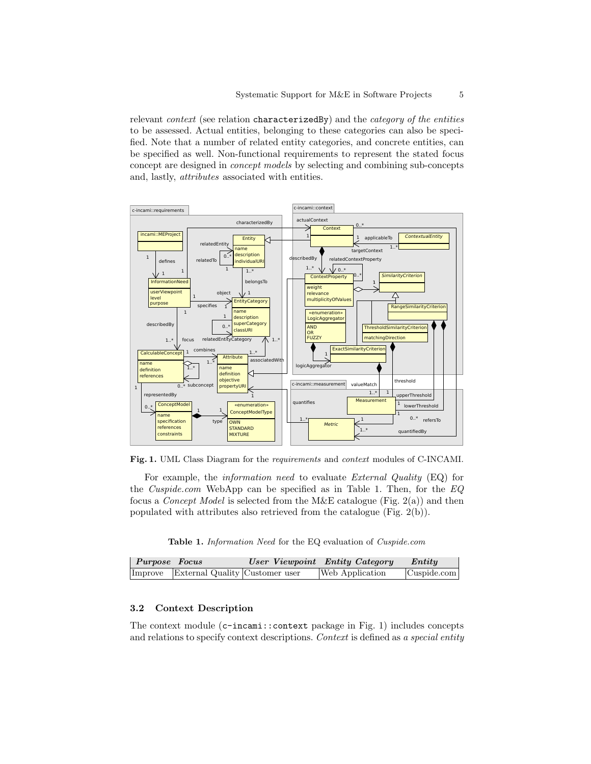relevant *context* (see relation characterizedBy) and the *category of the entities* to be assessed. Actual entities, belonging to these categories can also be specified. Note that a number of related entity categories, and concrete entities, can be specified as well. Non-functional requirements to represent the stated focus concept are designed in *concept models* by selecting and combining sub-concepts and, lastly, *attributes* associated with entities.

**Fig. 1.** UML Class Diagram for the *requirements* and *context* modules of C-INCAMI.

For example, the *information need* to evaluate *External Quality* (EQ) for the *Cuspide.com* WebApp can be specified as in Table 1. Then, for the *EQ* focus a *Concept Model* is selected from the M&E catalogue (Fig. 2(a)) and then populated with attributes also retrieved from the catalogue (Fig. 2(b)).

**Table 1.** *Information Need* for the EQ evaluation of *Cuspide.com*

| ***Purpose*** | ***Focus*** | ***User Viewpoint*** | ***Entity Category*** | ***Entity*** |
|---|---|---|---|---|
| Improve | External Quality | Customer user | Web Application | Cuspide.com |

### 3.2 Context Description

The context module (c-incami::context package in Fig. 1) includes concepts and relations to specify context descriptions. *Context* is defined as *a special entity*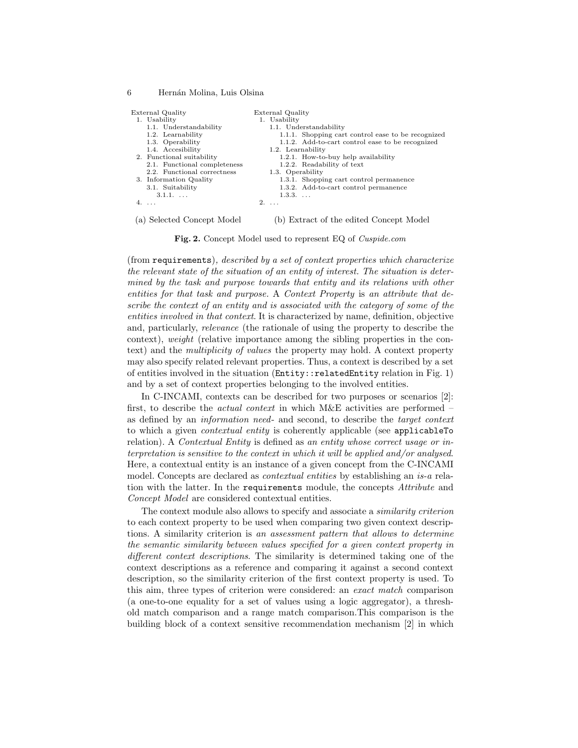External Quality
1. Usability
   1.1. Understandability
   1.2. Learnability
   1.3. Operability
   1.4. Accesibility
2. Functional suitability
   2.1. Functional completeness
   2.2. Functional correctness
3. Information Quality
   3.1. Suitability
      3.1.1. ...
4. ...

(a) Selected Concept Model

External Quality
1. Usability
   1.1. Understandability
      1.1.1. Shopping cart control ease to be recognized
      1.1.2. Add-to-cart control ease to be recognized
   1.2. Learnability
      1.2.1. How-to-buy help availability
      1.2.2. Readability of text
   1.3. Operability
      1.3.1. Shopping cart control permanence
      1.3.2. Add-to-cart control permanence
      1.3.3. ...
2. ...

(b) Extract of the edited Concept Model

**Fig. 2.** Concept Model used to represent EQ of *Cuspide.com*

(from `requirements`)*, described by a set of context properties which characterize the relevant state of the situation of an entity of interest. The situation is determined by the task and purpose towards that entity and its relations with other entities for that task and purpose.* A *Context Property* is *an attribute that describe the context of an entity and is associated with the category of some of the entities involved in that context*. It is characterized by name, definition, objective and, particularly, *relevance* (the rationale of using the property to describe the context), *weight* (relative importance among the sibling properties in the context) and the *multiplicity of values* the property may hold. A context property may also specify related relevant properties. Thus, a context is described by a set of entities involved in the situation (`Entity::relatedEntity` relation in Fig. 1) and by a set of context properties belonging to the involved entities.

In C-INCAMI, contexts can be described for two purposes or scenarios [2]: first, to describe the *actual context* in which M&E activities are performed – as defined by an *information need*- and second, to describe the *target context* to which a given *contextual entity* is coherently applicable (see `applicableTo` relation). A *Contextual Entity* is defined as *an entity whose correct usage or interpretation is sensitive to the context in which it will be applied and/or analysed*. Here, a contextual entity is an instance of a given concept from the C-INCAMI model. Concepts are declared as *contextual entities* by establishing an *is-a* relation with the latter. In the `requirements` module, the concepts *Attribute* and *Concept Model* are considered contextual entities.

The context module also allows to specify and associate a *similarity criterion* to each context property to be used when comparing two given context descriptions. A similarity criterion is *an assessment pattern that allows to determine the semantic similarity between values specified for a given context property in different context descriptions.* The similarity is determined taking one of the context descriptions as a reference and comparing it against a second context description, so the similarity criterion of the first context property is used. To this aim, three types of criterion were considered: an *exact match* comparison (a one-to-one equality for a set of values using a logic aggregator), a threshold match comparison and a range match comparison.This comparison is the building block of a context sensitive recommendation mechanism [2] in which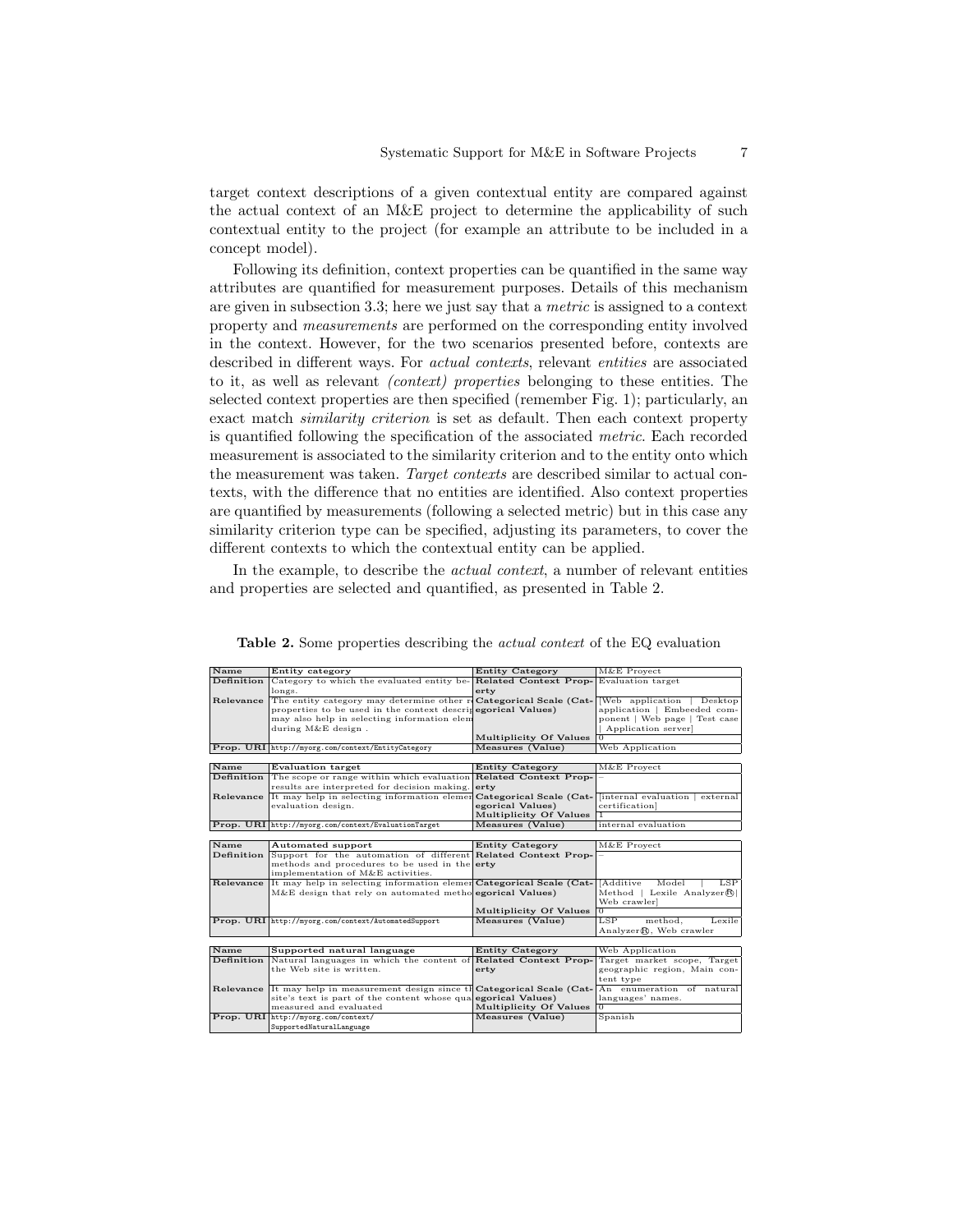target context descriptions of a given contextual entity are compared against the actual context of an M&E project to determine the applicability of such contextual entity to the project (for example an attribute to be included in a concept model).

Following its definition, context properties can be quantified in the same way attributes are quantified for measurement purposes. Details of this mechanism are given in subsection 3.3; here we just say that a *metric* is assigned to a context property and *measurements* are performed on the corresponding entity involved in the context. However, for the two scenarios presented before, contexts are described in different ways. For *actual contexts*, relevant *entities* are associated to it, as well as relevant *(context) properties* belonging to these entities. The selected context properties are then specified (remember Fig. 1); particularly, an exact match *similarity criterion* is set as default. Then each context property is quantified following the specification of the associated *metric*. Each recorded measurement is associated to the similarity criterion and to the entity onto which the measurement was taken. *Target contexts* are described similar to actual contexts, with the difference that no entities are identified. Also context properties are quantified by measurements (following a selected metric) but in this case any similarity criterion type can be specified, adjusting its parameters, to cover the different contexts to which the contextual entity can be applied.

In the example, to describe the *actual context*, a number of relevant entities and properties are selected and quantified, as presented in Table 2.

**Table 2.** Some properties describing the *actual context* of the EQ evaluation

| **Name** | **Entity category** | **Entity Category** | M&E Proyect |
|---|---|---|---|
| **Definition** | Category to which the evaluated entity belongs. | **Related Context Property** | Evaluation target |
| **Relevance** | The entity category may determine other r properties to be used in the context descrip may also help in selecting information elem during M&E design . | **Categorical Scale (Categorical Values)** | [Web application \| Desktop application \| Embeeded component \| Web page \| Test case \| Application server] |
| | | **Multiplicity Of Values** | 0 |
| **Prop. URI** | http://myorg.com/context/EntityCategory | **Measures (Value)** | Web Application |

| **Name** | **Evaluation target** | **Entity Category** | M&E Proyect |
|---|---|---|---|
| **Definition** | The scope or range within which evaluation results are interpreted for decision making. | **Related Context Property** | – |
| **Relevance** | It may help in selecting information elemen evaluation design. | **Categorical Scale (Categorical Values)** | [internal evaluation \| external certification] |
| | | **Multiplicity Of Values** | 1 |
| **Prop. URI** | http://myorg.com/context/EvaluationTarget | **Measures (Value)** | internal evaluation |

| **Name** | **Automated support** | **Entity Category** | M&E Proyect |
|---|---|---|---|
| **Definition** | Support for the automation of different methods and procedures to be used in the implementation of M&E activities. | **Related Context Property** | – |
| **Relevance** | It may help in selecting information elemen M&E design that rely on automated metho | **Categorical Scale (Categorical Values)** | [Additive Model \| LSP Method \| Lexile Analyzer® \| Web crawler] |
| | | **Multiplicity Of Values** | 0 |
| **Prop. URI** | http://myorg.com/context/AutomatedSupport | **Measures (Value)** | LSP method, Lexile Analyzer®, Web crawler |

| **Name** | **Supported natural language** | **Entity Category** | Web Application |
|---|---|---|---|
| **Definition** | Natural languages in which the content of the Web site is written. | **Related Context Property** | Target market scope, Target geographic region, Main content type |
| **Relevance** | It may help in measurement design since th site's text is part of the content whose qua measured and evaluated | **Categorical Scale (Categorical Values)** | An enumeration of natural languages' names. |
| | | **Multiplicity Of Values** | 0 |
| **Prop. URI** | http://myorg.com/context/SupportedNaturalLanguage | **Measures (Value)** | Spanish |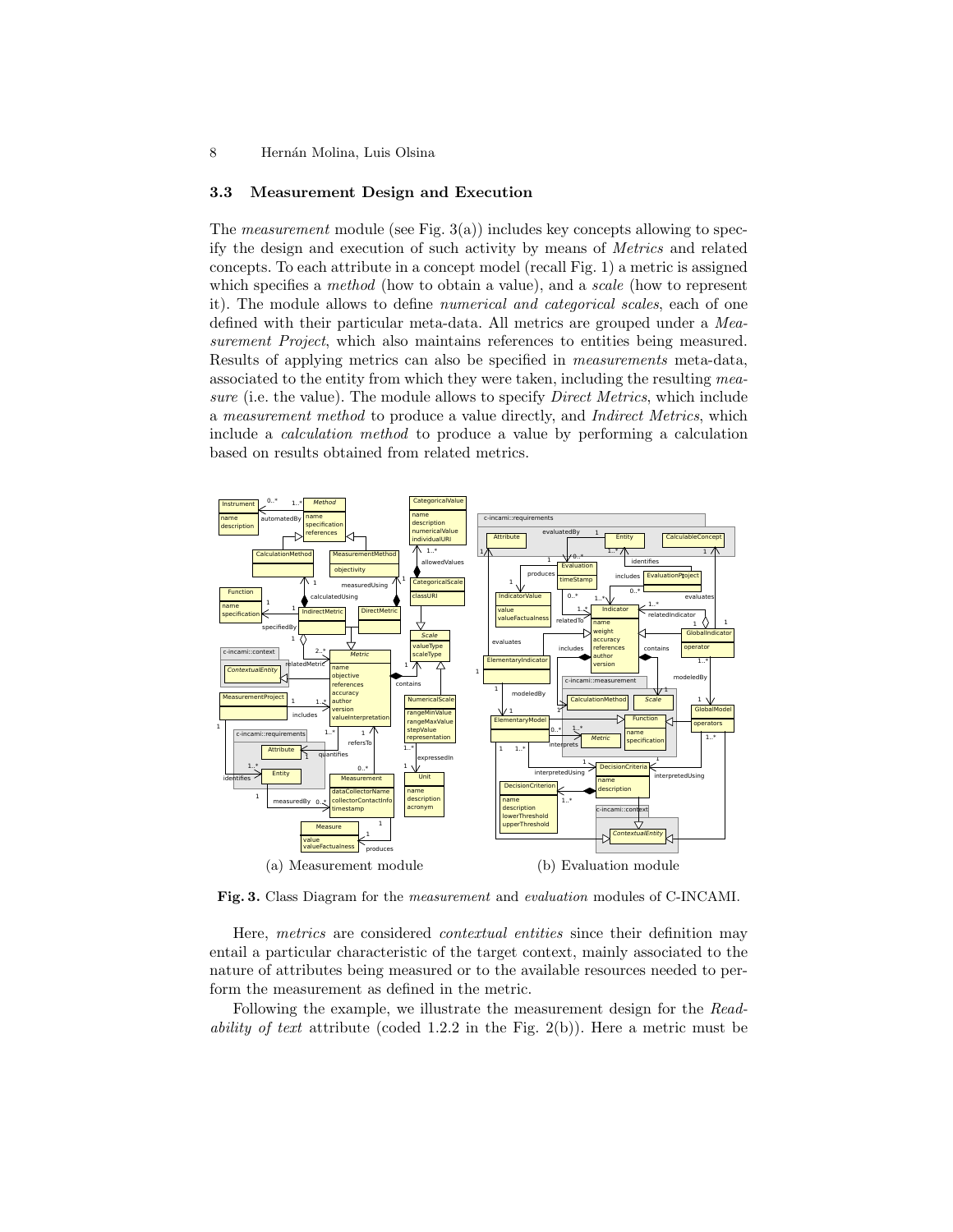### 3.3 Measurement Design and Execution

The *measurement* module (see Fig. 3(a)) includes key concepts allowing to specify the design and execution of such activity by means of *Metrics* and related concepts. To each attribute in a concept model (recall Fig. 1) a metric is assigned which specifies a *method* (how to obtain a value), and a *scale* (how to represent it). The module allows to define *numerical and categorical scales*, each of one defined with their particular meta-data. All metrics are grouped under a *Measurement Project*, which also maintains references to entities being measured. Results of applying metrics can also be specified in *measurements* meta-data, associated to the entity from which they were taken, including the resulting *measure* (i.e. the value). The module allows to specify *Direct Metrics*, which include a *measurement method* to produce a value directly, and *Indirect Metrics*, which include a *calculation method* to produce a value by performing a calculation based on results obtained from related metrics.

(a) Measurement module (b) Evaluation module

**Fig. 3.** Class Diagram for the *measurement* and *evaluation* modules of C-INCAMI.

Here, *metrics* are considered *contextual entities* since their definition may entail a particular characteristic of the target context, mainly associated to the nature of attributes being measured or to the available resources needed to perform the measurement as defined in the metric.

Following the example, we illustrate the measurement design for the *Readability of text* attribute (coded 1.2.2 in the Fig. 2(b)). Here a metric must be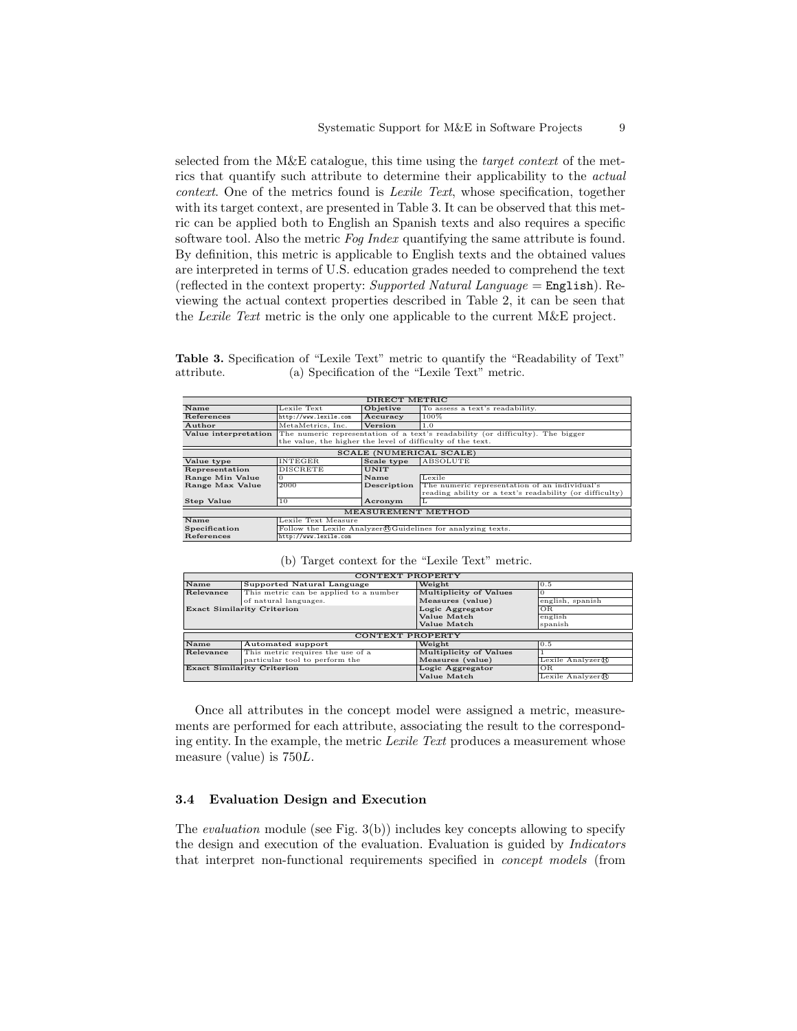selected from the M&E catalogue, this time using the *target context* of the metrics that quantify such attribute to determine their applicability to the *actual context*. One of the metrics found is *Lexile Text*, whose specification, together with its target context, are presented in Table 3. It can be observed that this metric can be applied both to English an Spanish texts and also requires a specific software tool. Also the metric *Fog Index* quantifying the same attribute is found. By definition, this metric is applicable to English texts and the obtained values are interpreted in terms of U.S. education grades needed to comprehend the text (reflected in the context property: *Supported Natural Language* = `English`). Reviewing the actual context properties described in Table 2, it can be seen that the *Lexile Text* metric is the only one applicable to the current M&E project.

**Table 3.** Specification of "Lexile Text" metric to quantify the "Readability of Text" attribute. (a) Specification of the "Lexile Text" metric.

| DIRECT METRIC | | | |
|---|---|---|---|
| **Name** | Lexile Text | **Objetive** | To assess a text's readability. |
| **References** | http://www.lexile.com | **Accuracy** | 100% |
| **Author** | MetaMetrics, Inc. | **Version** | 1.0 |
| **Value interpretation** | The numeric representation of a text's readability (or difficulty). The bigger the value, the higher the level of difficulty of the text. | | |
| **SCALE (NUMERICAL SCALE)** | | | |
| **Value type** | INTEGER | **Scale type** | ABSOLUTE |
| **Representation** | DISCRETE | **UNIT** | |
| **Range Min Value** | 0 | **Name** | Lexile |
| **Range Max Value** | 2000 | **Description** | The numeric representation of an individual's reading ability or a text's readability (or difficulty) |
| **Step Value** | 10 | **Acronym** | L |
| **MEASUREMENT METHOD** | | | |
| **Name** | Lexile Text Measure | | |
| **Specification** | Follow the Lexile Analyzer® Guidelines for analyzing texts. | | |
| **References** | http://www.lexile.com | | |

(b) Target context for the "Lexile Text" metric.

| CONTEXT PROPERTY | | | |
|---|---|---|---|
| **Name** | Supported Natural Language | **Weight** | 0.5 |
| **Relevance** | This metric can be applied to a number of natural languages. | **Multiplicity of Values** | 0 |
| | | **Measures (value)** | english, spanish |
| **Exact Similarity Criterion** | | **Logic Aggregator** | OR |
| | | **Value Match** | english |
| | | **Value Match** | spanish |
| **CONTEXT PROPERTY** | | | |
| **Name** | Automated support | **Weight** | 0.5 |
| **Relevance** | This metric requires the use of a particular tool to perform the | **Multiplicity of Values** | 1 |
| | | **Measures (value)** | Lexile Analyzer® |
| **Exact Similarity Criterion** | | **Logic Aggregator** | OR |
| | | **Value Match** | Lexile Analyzer® |

Once all attributes in the concept model were assigned a metric, measurements are performed for each attribute, associating the result to the corresponding entity. In the example, the metric *Lexile Text* produces a measurement whose measure (value) is $750L$.

### 3.4 Evaluation Design and Execution

The *evaluation* module (see Fig. 3(b)) includes key concepts allowing to specify the design and execution of the evaluation. Evaluation is guided by *Indicators* that interpret non-functional requirements specified in *concept models* (from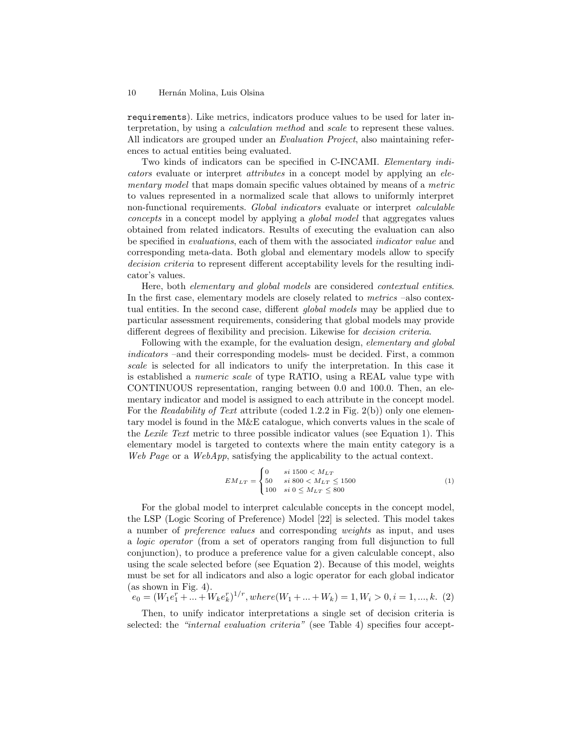requirements). Like metrics, indicators produce values to be used for later interpretation, by using a *calculation method* and *scale* to represent these values. All indicators are grouped under an *Evaluation Project*, also maintaining references to actual entities being evaluated.

Two kinds of indicators can be specified in C-INCAMI. *Elementary indicators* evaluate or interpret *attributes* in a concept model by applying an *elementary model* that maps domain specific values obtained by means of a *metric* to values represented in a normalized scale that allows to uniformly interpret non-functional requirements. *Global indicators* evaluate or interpret *calculable concepts* in a concept model by applying a *global model* that aggregates values obtained from related indicators. Results of executing the evaluation can also be specified in *evaluations*, each of them with the associated *indicator value* and corresponding meta-data. Both global and elementary models allow to specify *decision criteria* to represent different acceptability levels for the resulting indicator's values.

Here, both *elementary and global models* are considered *contextual entities*. In the first case, elementary models are closely related to *metrics* –also contextual entities. In the second case, different *global models* may be applied due to particular assessment requirements, considering that global models may provide different degrees of flexibility and precision. Likewise for *decision criteria*.

Following with the example, for the evaluation design, *elementary and global indicators* –and their corresponding models- must be decided. First, a common *scale* is selected for all indicators to unify the interpretation. In this case it is established a *numeric scale* of type RATIO, using a REAL value type with CONTINUOUS representation, ranging between 0.0 and 100.0. Then, an elementary indicator and model is assigned to each attribute in the concept model. For the *Readability of Text* attribute (coded 1.2.2 in Fig. 2(b)) only one elementary model is found in the M&E catalogue, which converts values in the scale of the *Lexile Text* metric to three possible indicator values (see Equation 1). This elementary model is targeted to contexts where the main entity category is a *Web Page* or a *WebApp*, satisfying the applicability to the actual context.

$$EM_{LT} = \begin{cases} 0 & si\ 1500 < M_{LT} \\ 50 & si\ 800 < M_{LT} \leq 1500 \\ 100 & si\ 0 \leq M_{LT} \leq 800 \end{cases} \tag{1}$$

For the global model to interpret calculable concepts in the concept model, the LSP (Logic Scoring of Preference) Model [22] is selected. This model takes a number of *preference values* and corresponding *weights* as input, and uses a *logic operator* (from a set of operators ranging from full disjunction to full conjunction), to produce a preference value for a given calculable concept, also using the scale selected before (see Equation 2). Because of this model, weights must be set for all indicators and also a logic operator for each global indicator (as shown in Fig. 4).

$$e_0 = (W_1 e_1^r + ... + W_k e_k^r)^{1/r}, where (W_1 + ... + W_k) = 1, W_i > 0, i = 1, ..., k. \tag{2}$$

Then, to unify indicator interpretations a single set of decision criteria is selected: the *"internal evaluation criteria"* (see Table 4) specifies four accept-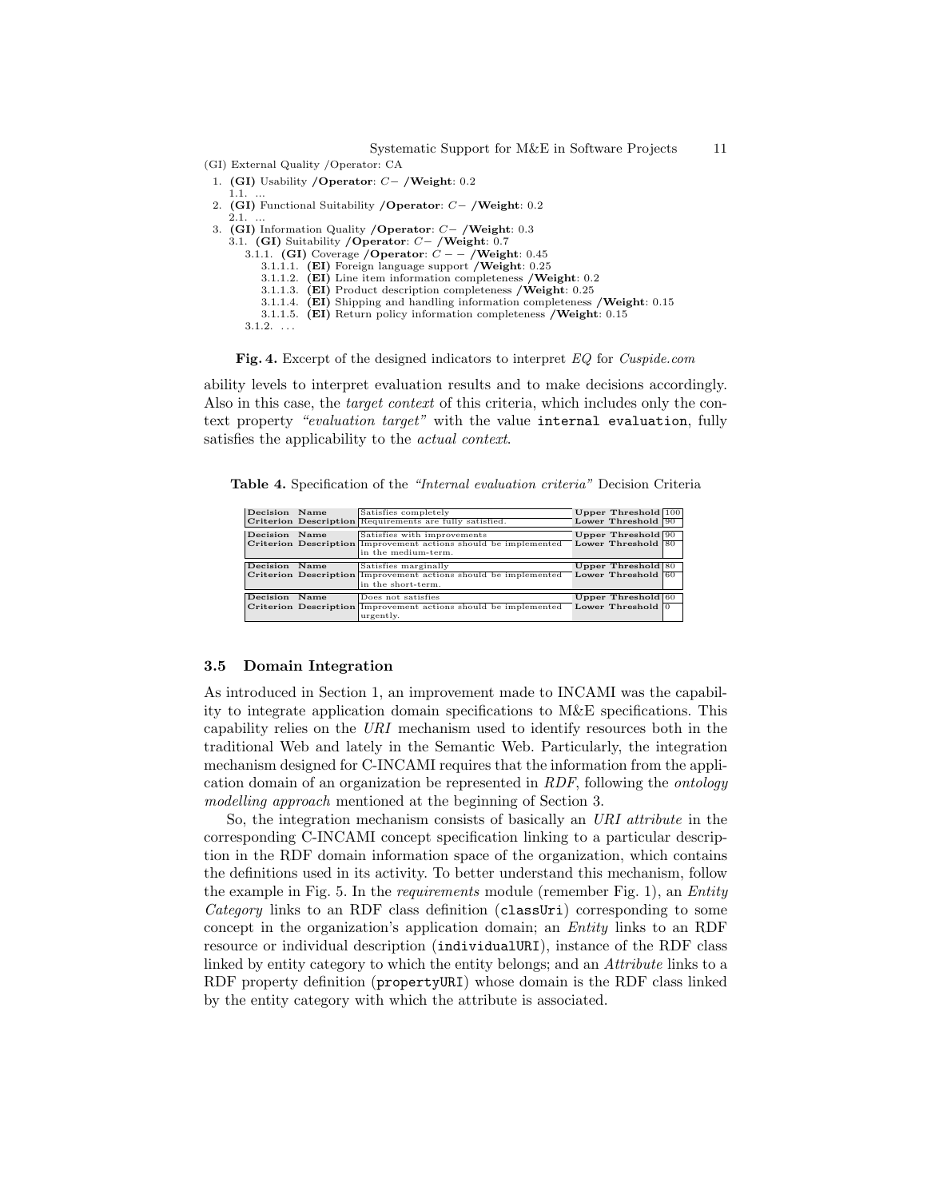(GI) External Quality /Operator: CA

1. **(GI)** Usability **/Operator**: $C-$ **/Weight**: 0.2
   1.1. ...
2. **(GI)** Functional Suitability **/Operator**: $C-$ **/Weight**: 0.2
   2.1. ...
3. **(GI)** Information Quality **/Operator**: $C-$ **/Weight**: 0.3
   3.1. **(GI)** Suitability **/Operator**: $C-$ **/Weight**: 0.7
      3.1.1. **(GI)** Coverage **/Operator**: $C--$ **/Weight**: 0.45
         3.1.1.1. **(EI)** Foreign language support **/Weight**: 0.25
         3.1.1.2. **(EI)** Line item information completeness **/Weight**: 0.2
         3.1.1.3. **(EI)** Product description completeness **/Weight**: 0.25
         3.1.1.4. **(EI)** Shipping and handling information completeness **/Weight**: 0.15
         3.1.1.5. **(EI)** Return policy information completeness **/Weight**: 0.15
      3.1.2. ...

**Fig. 4.** Excerpt of the designed indicators to interpret *EQ* for *Cuspide.com*

ability levels to interpret evaluation results and to make decisions accordingly. Also in this case, the *target context* of this criteria, which includes only the context property *"evaluation target"* with the value `internal evaluation`, fully satisfies the applicability to the *actual context*.

**Table 4.** Specification of the *"Internal evaluation criteria"* Decision Criteria

| Decision Criterion | | | | |
|---|---|---|---|---|
| Decision Criterion | Name | Satisfies completely | Upper Threshold | 100 |
| | Description | Requirements are fully satisfied. | Lower Threshold | 90 |
| Decision Criterion | Name | Satisfies with improvements | Upper Threshold | 90 |
| | Description | Improvement actions should be implemented in the medium-term. | Lower Threshold | 80 |
| Decision Criterion | Name | Satisfies marginally | Upper Threshold | 80 |
| | Description | Improvement actions should be implemented in the short-term. | Lower Threshold | 60 |
| Decision Criterion | Name | Does not satisfies | Upper Threshold | 60 |
| | Description | Improvement actions should be implemented urgently. | Lower Threshold | 0 |

### 3.5 Domain Integration

As introduced in Section 1, an improvement made to INCAMI was the capability to integrate application domain specifications to M&E specifications. This capability relies on the *URI* mechanism used to identify resources both in the traditional Web and lately in the Semantic Web. Particularly, the integration mechanism designed for C-INCAMI requires that the information from the application domain of an organization be represented in *RDF*, following the *ontology modelling approach* mentioned at the beginning of Section 3.

So, the integration mechanism consists of basically an *URI attribute* in the corresponding C-INCAMI concept specification linking to a particular description in the RDF domain information space of the organization, which contains the definitions used in its activity. To better understand this mechanism, follow the example in Fig. 5. In the *requirements* module (remember Fig. 1), an *Entity Category* links to an RDF class definition (`classUri`) corresponding to some concept in the organization's application domain; an *Entity* links to an RDF resource or individual description (`individualURI`), instance of the RDF class linked by entity category to which the entity belongs; and an *Attribute* links to a RDF property definition (`propertyURI`) whose domain is the RDF class linked by the entity category with which the attribute is associated.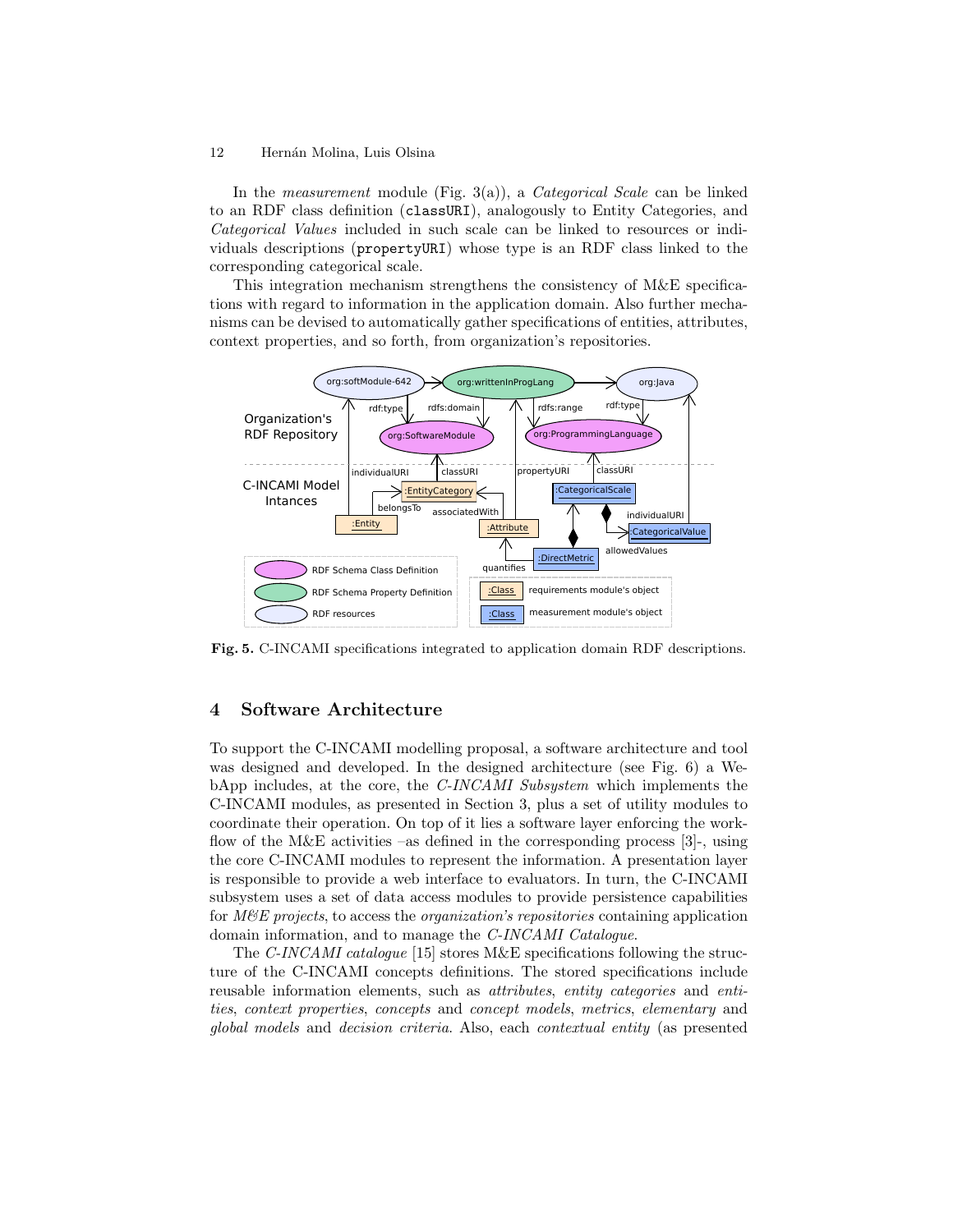In the *measurement* module (Fig. 3(a)), a *Categorical Scale* can be linked to an RDF class definition (classURI), analogously to Entity Categories, and *Categorical Values* included in such scale can be linked to resources or individuals descriptions (propertyURI) whose type is an RDF class linked to the corresponding categorical scale.

This integration mechanism strengthens the consistency of M&E specifications with regard to information in the application domain. Also further mechanisms can be devised to automatically gather specifications of entities, attributes, context properties, and so forth, from organization's repositories.

**Fig. 5.** C-INCAMI specifications integrated to application domain RDF descriptions.

## 4 Software Architecture

To support the C-INCAMI modelling proposal, a software architecture and tool was designed and developed. In the designed architecture (see Fig. 6) a WebApp includes, at the core, the *C-INCAMI Subsystem* which implements the C-INCAMI modules, as presented in Section 3, plus a set of utility modules to coordinate their operation. On top of it lies a software layer enforcing the workflow of the M&E activities –as defined in the corresponding process [3]-, using the core C-INCAMI modules to represent the information. A presentation layer is responsible to provide a web interface to evaluators. In turn, the C-INCAMI subsystem uses a set of data access modules to provide persistence capabilities for *M&E projects*, to access the *organization's repositories* containing application domain information, and to manage the *C-INCAMI Catalogue*.

The *C-INCAMI catalogue* [15] stores M&E specifications following the structure of the C-INCAMI concepts definitions. The stored specifications include reusable information elements, such as *attributes*, *entity categories* and *entities*, *context properties*, *concepts* and *concept models*, *metrics*, *elementary* and *global models* and *decision criteria*. Also, each *contextual entity* (as presented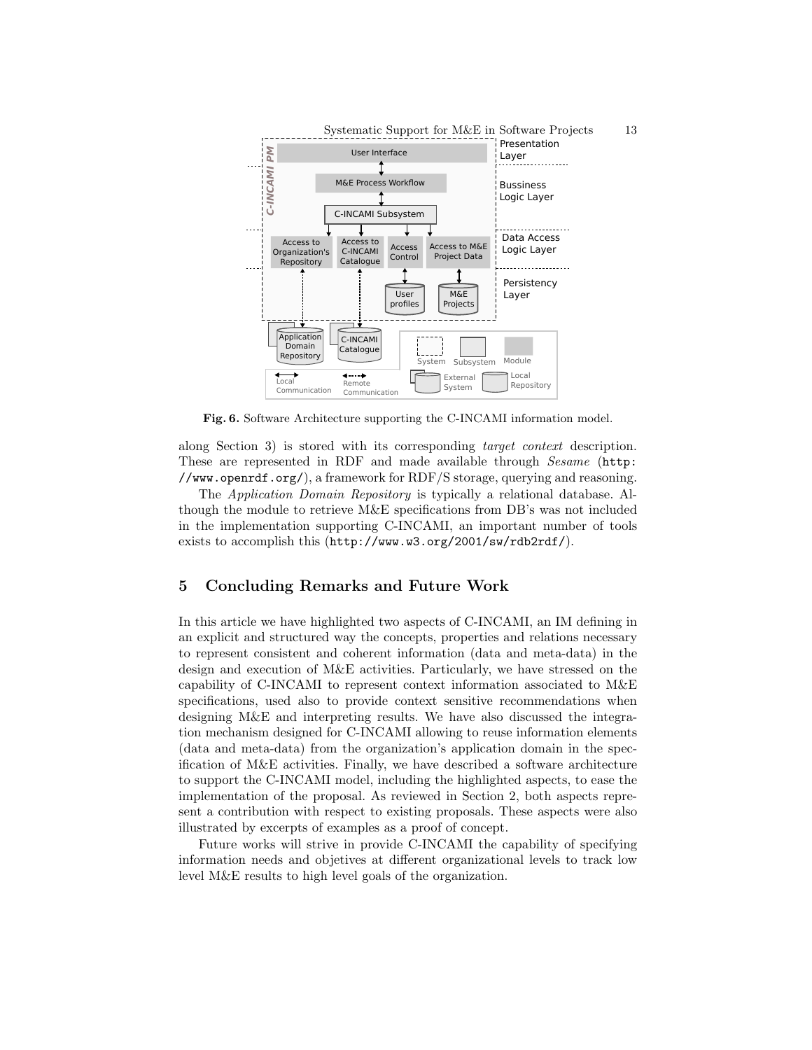**Fig. 6.** Software Architecture supporting the C-INCAMI information model.

along Section 3) is stored with its corresponding *target context* description. These are represented in RDF and made available through *Sesame* (`http://www.openrdf.org/`), a framework for RDF/S storage, querying and reasoning.

The *Application Domain Repository* is typically a relational database. Although the module to retrieve M&E specifications from DB's was not included in the implementation supporting C-INCAMI, an important number of tools exists to accomplish this (`http://www.w3.org/2001/sw/rdb2rdf/`).

## 5 Concluding Remarks and Future Work

In this article we have highlighted two aspects of C-INCAMI, an IM defining in an explicit and structured way the concepts, properties and relations necessary to represent consistent and coherent information (data and meta-data) in the design and execution of M&E activities. Particularly, we have stressed on the capability of C-INCAMI to represent context information associated to M&E specifications, used also to provide context sensitive recommendations when designing M&E and interpreting results. We have also discussed the integration mechanism designed for C-INCAMI allowing to reuse information elements (data and meta-data) from the organization's application domain in the specification of M&E activities. Finally, we have described a software architecture to support the C-INCAMI model, including the highlighted aspects, to ease the implementation of the proposal. As reviewed in Section 2, both aspects represent a contribution with respect to existing proposals. These aspects were also illustrated by excerpts of examples as a proof of concept.

Future works will strive in provide C-INCAMI the capability of specifying information needs and objetives at different organizational levels to track low level M&E results to high level goals of the organization.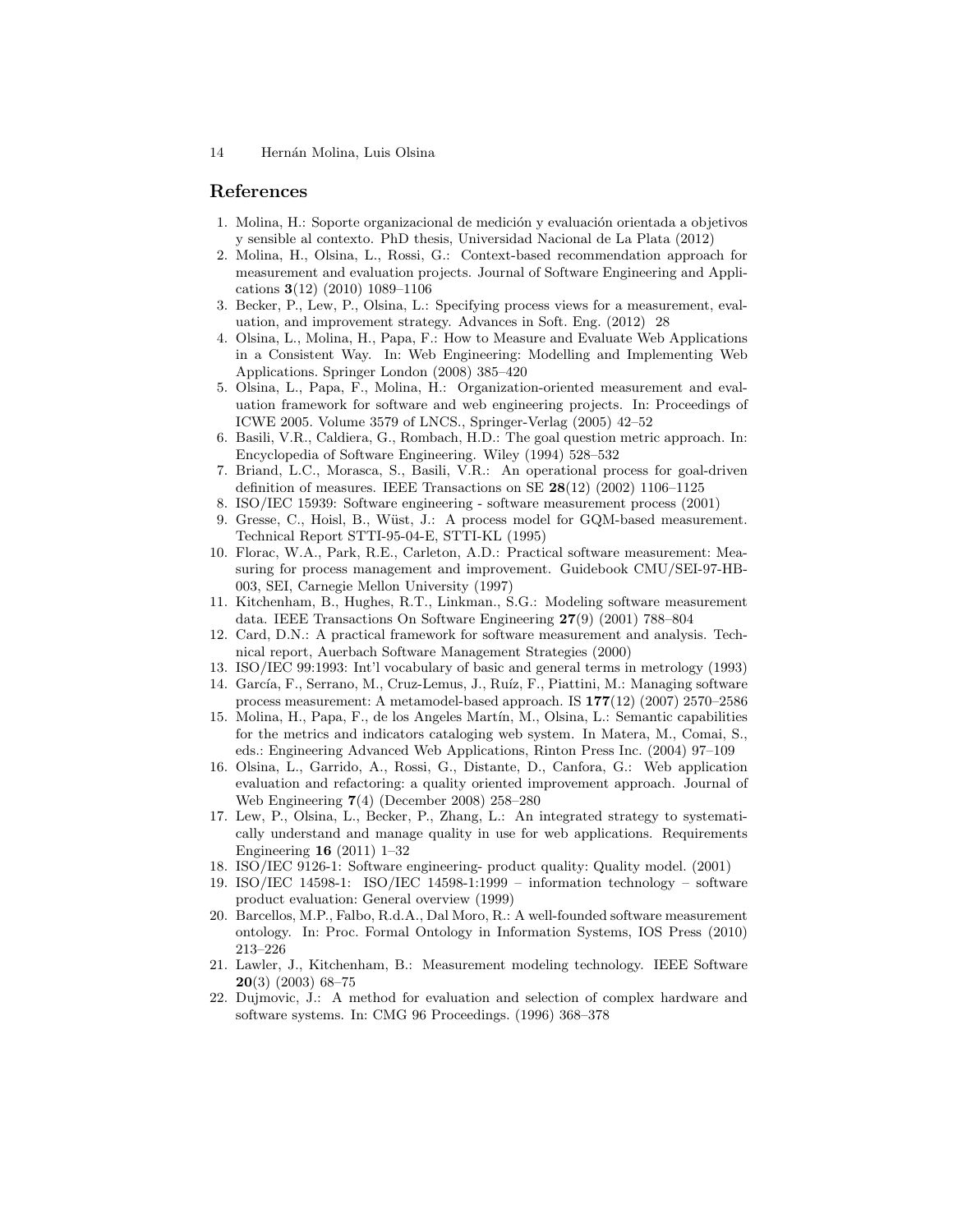## References

1. Molina, H.: Soporte organizacional de medición y evaluación orientada a objetivos y sensible al contexto. PhD thesis, Universidad Nacional de La Plata (2012)
2. Molina, H., Olsina, L., Rossi, G.: Context-based recommendation approach for measurement and evaluation projects. Journal of Software Engineering and Applications **3**(12) (2010) 1089–1106
3. Becker, P., Lew, P., Olsina, L.: Specifying process views for a measurement, evaluation, and improvement strategy. Advances in Soft. Eng. (2012) 28
4. Olsina, L., Molina, H., Papa, F.: How to Measure and Evaluate Web Applications in a Consistent Way. In: Web Engineering: Modelling and Implementing Web Applications. Springer London (2008) 385–420
5. Olsina, L., Papa, F., Molina, H.: Organization-oriented measurement and evaluation framework for software and web engineering projects. In: Proceedings of ICWE 2005. Volume 3579 of LNCS., Springer-Verlag (2005) 42–52
6. Basili, V.R., Caldiera, G., Rombach, H.D.: The goal question metric approach. In: Encyclopedia of Software Engineering. Wiley (1994) 528–532
7. Briand, L.C., Morasca, S., Basili, V.R.: An operational process for goal-driven definition of measures. IEEE Transactions on SE **28**(12) (2002) 1106–1125
8. ISO/IEC 15939: Software engineering - software measurement process (2001)
9. Gresse, C., Hoisl, B., Wüst, J.: A process model for GQM-based measurement. Technical Report STTI-95-04-E, STTI-KL (1995)
10. Florac, W.A., Park, R.E., Carleton, A.D.: Practical software measurement: Measuring for process management and improvement. Guidebook CMU/SEI-97-HB-003, SEI, Carnegie Mellon University (1997)
11. Kitchenham, B., Hughes, R.T., Linkman., S.G.: Modeling software measurement data. IEEE Transactions On Software Engineering **27**(9) (2001) 788–804
12. Card, D.N.: A practical framework for software measurement and analysis. Technical report, Auerbach Software Management Strategies (2000)
13. ISO/IEC 99:1993: Int'l vocabulary of basic and general terms in metrology (1993)
14. García, F., Serrano, M., Cruz-Lemus, J., Ruíz, F., Piattini, M.: Managing software process measurement: A metamodel-based approach. IS **177**(12) (2007) 2570–2586
15. Molina, H., Papa, F., de los Angeles Martín, M., Olsina, L.: Semantic capabilities for the metrics and indicators cataloging web system. In Matera, M., Comai, S., eds.: Engineering Advanced Web Applications, Rinton Press Inc. (2004) 97–109
16. Olsina, L., Garrido, A., Rossi, G., Distante, D., Canfora, G.: Web application evaluation and refactoring: a quality oriented improvement approach. Journal of Web Engineering **7**(4) (December 2008) 258–280
17. Lew, P., Olsina, L., Becker, P., Zhang, L.: An integrated strategy to systematically understand and manage quality in use for web applications. Requirements Engineering **16** (2011) 1–32
18. ISO/IEC 9126-1: Software engineering- product quality: Quality model. (2001)
19. ISO/IEC 14598-1: ISO/IEC 14598-1:1999 – information technology – software product evaluation: General overview (1999)
20. Barcellos, M.P., Falbo, R.d.A., Dal Moro, R.: A well-founded software measurement ontology. In: Proc. Formal Ontology in Information Systems, IOS Press (2010) 213–226
21. Lawler, J., Kitchenham, B.: Measurement modeling technology. IEEE Software **20**(3) (2003) 68–75
22. Dujmovic, J.: A method for evaluation and selection of complex hardware and software systems. In: CMG 96 Proceedings. (1996) 368–378